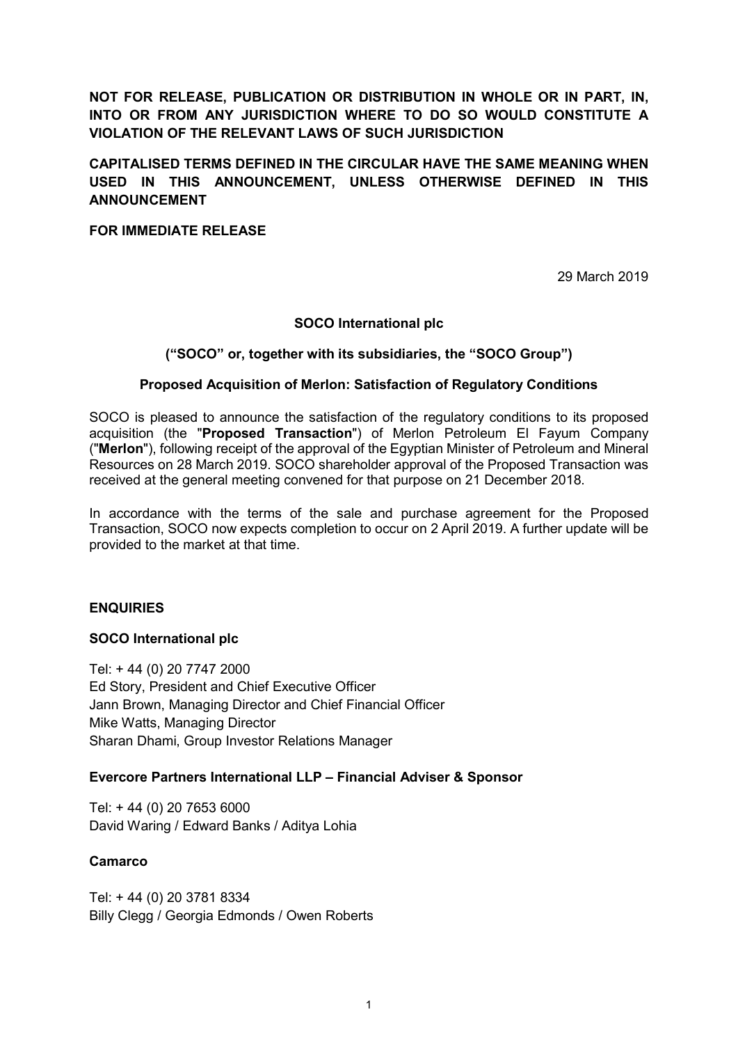**NOT FOR RELEASE, PUBLICATION OR DISTRIBUTION IN WHOLE OR IN PART, IN, INTO OR FROM ANY JURISDICTION WHERE TO DO SO WOULD CONSTITUTE A VIOLATION OF THE RELEVANT LAWS OF SUCH JURISDICTION**

**CAPITALISED TERMS DEFINED IN THE CIRCULAR HAVE THE SAME MEANING WHEN USED IN THIS ANNOUNCEMENT, UNLESS OTHERWISE DEFINED IN THIS ANNOUNCEMENT**

**FOR IMMEDIATE RELEASE**

29 March 2019

**SOCO International plc**

**("SOCO" or, together with its subsidiaries, the "SOCO Group")**

**Proposed Acquisition of Merlon: Satisfaction of Regulatory Conditions**

SOCO is pleased to announce the satisfaction of the regulatory conditions to its proposed acquisition (the "**Proposed Transaction**") of Merlon Petroleum El Fayum Company ("**Merlon**"), following receipt of the approval of the Egyptian Minister of Petroleum and Mineral Resources on 28 March 2019. SOCO shareholder approval of the Proposed Transaction was received at the general meeting convened for that purpose on 21 December 2018.

In accordance with the terms of the sale and purchase agreement for the Proposed Transaction, SOCO now expects completion to occur on 2 April 2019. A further update will be provided to the market at that time.

**ENQUIRIES**

**SOCO International plc**

Tel: + 44 (0) 20 7747 2000
Ed Story, President and Chief Executive Officer
Jann Brown, Managing Director and Chief Financial Officer
Mike Watts, Managing Director
Sharan Dhami, Group Investor Relations Manager

**Evercore Partners International LLP – Financial Adviser & Sponsor**

Tel: + 44 (0) 20 7653 6000
David Waring / Edward Banks / Aditya Lohia

**Camarco**

Tel: + 44 (0) 20 3781 8334
Billy Clegg / Georgia Edmonds / Owen Roberts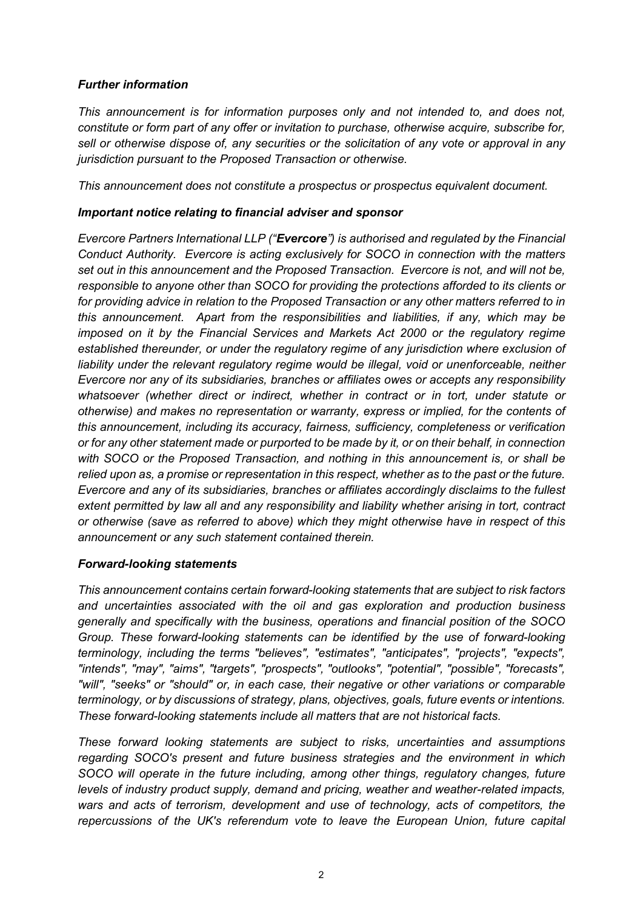### *Further information*

*This announcement is for information purposes only and not intended to, and does not, constitute or form part of any offer or invitation to purchase, otherwise acquire, subscribe for, sell or otherwise dispose of, any securities or the solicitation of any vote or approval in any jurisdiction pursuant to the Proposed Transaction or otherwise.*

*This announcement does not constitute a prospectus or prospectus equivalent document.*

### *Important notice relating to financial adviser and sponsor*

*Evercore Partners International LLP ("**Evercore**") is authorised and regulated by the Financial Conduct Authority. Evercore is acting exclusively for SOCO in connection with the matters set out in this announcement and the Proposed Transaction. Evercore is not, and will not be, responsible to anyone other than SOCO for providing the protections afforded to its clients or for providing advice in relation to the Proposed Transaction or any other matters referred to in this announcement. Apart from the responsibilities and liabilities, if any, which may be imposed on it by the Financial Services and Markets Act 2000 or the regulatory regime established thereunder, or under the regulatory regime of any jurisdiction where exclusion of liability under the relevant regulatory regime would be illegal, void or unenforceable, neither Evercore nor any of its subsidiaries, branches or affiliates owes or accepts any responsibility whatsoever (whether direct or indirect, whether in contract or in tort, under statute or otherwise) and makes no representation or warranty, express or implied, for the contents of this announcement, including its accuracy, fairness, sufficiency, completeness or verification or for any other statement made or purported to be made by it, or on their behalf, in connection with SOCO or the Proposed Transaction, and nothing in this announcement is, or shall be relied upon as, a promise or representation in this respect, whether as to the past or the future. Evercore and any of its subsidiaries, branches or affiliates accordingly disclaims to the fullest extent permitted by law all and any responsibility and liability whether arising in tort, contract or otherwise (save as referred to above) which they might otherwise have in respect of this announcement or any such statement contained therein.*

### *Forward-looking statements*

*This announcement contains certain forward-looking statements that are subject to risk factors and uncertainties associated with the oil and gas exploration and production business generally and specifically with the business, operations and financial position of the SOCO Group. These forward-looking statements can be identified by the use of forward-looking terminology, including the terms "believes", "estimates", "anticipates", "projects", "expects", "intends", "may", "aims", "targets", "prospects", "outlooks", "potential", "possible", "forecasts", "will", "seeks" or "should" or, in each case, their negative or other variations or comparable terminology, or by discussions of strategy, plans, objectives, goals, future events or intentions. These forward-looking statements include all matters that are not historical facts.*

*These forward looking statements are subject to risks, uncertainties and assumptions regarding SOCO's present and future business strategies and the environment in which SOCO will operate in the future including, among other things, regulatory changes, future levels of industry product supply, demand and pricing, weather and weather-related impacts, wars and acts of terrorism, development and use of technology, acts of competitors, the repercussions of the UK's referendum vote to leave the European Union, future capital*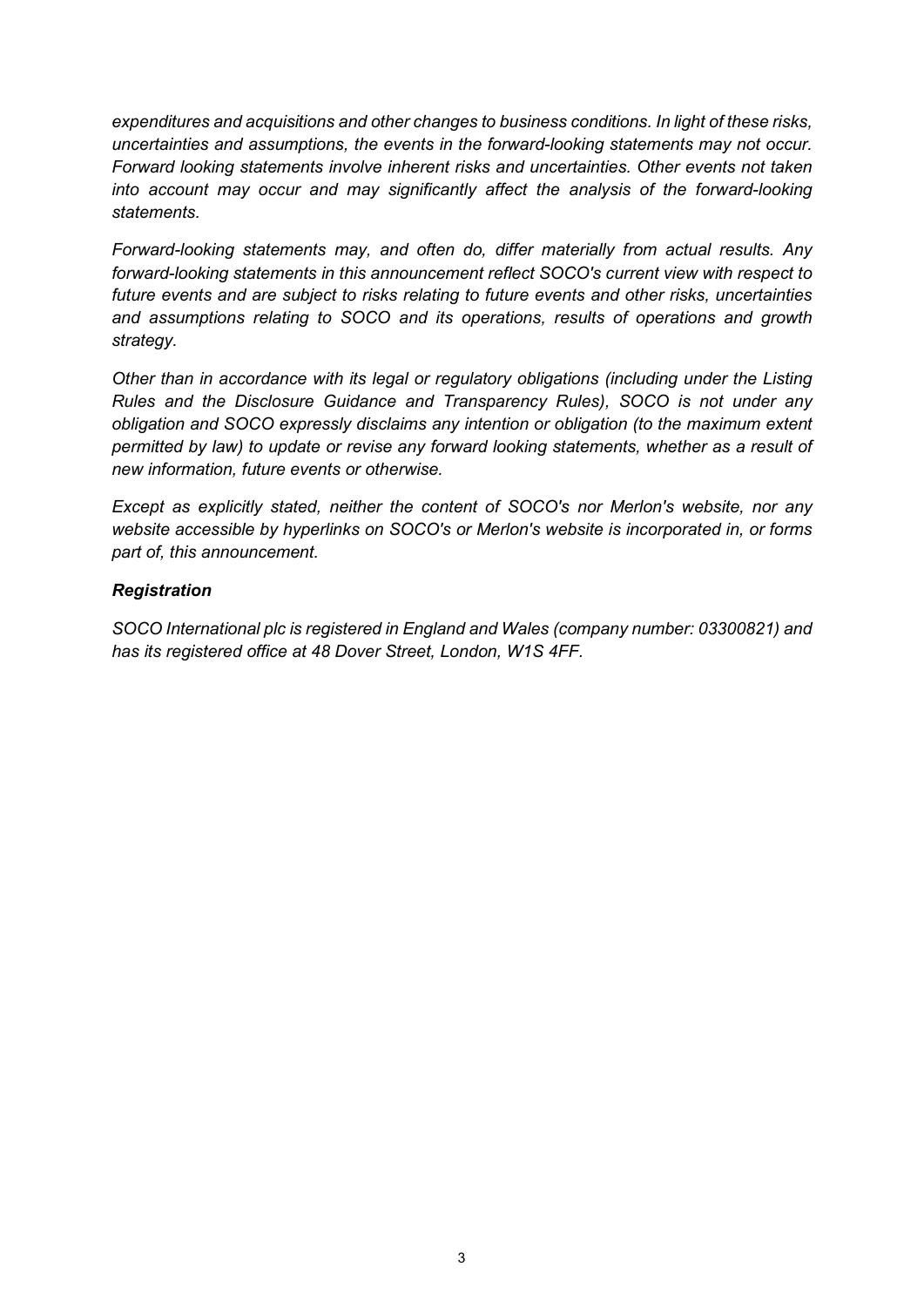*expenditures and acquisitions and other changes to business conditions. In light of these risks, uncertainties and assumptions, the events in the forward-looking statements may not occur. Forward looking statements involve inherent risks and uncertainties. Other events not taken into account may occur and may significantly affect the analysis of the forward-looking statements.*

*Forward-looking statements may, and often do, differ materially from actual results. Any forward-looking statements in this announcement reflect SOCO's current view with respect to future events and are subject to risks relating to future events and other risks, uncertainties and assumptions relating to SOCO and its operations, results of operations and growth strategy.*

*Other than in accordance with its legal or regulatory obligations (including under the Listing Rules and the Disclosure Guidance and Transparency Rules), SOCO is not under any obligation and SOCO expressly disclaims any intention or obligation (to the maximum extent permitted by law) to update or revise any forward looking statements, whether as a result of new information, future events or otherwise.*

*Except as explicitly stated, neither the content of SOCO's nor Merlon's website, nor any website accessible by hyperlinks on SOCO's or Merlon's website is incorporated in, or forms part of, this announcement.*

***Registration***

*SOCO International plc is registered in England and Wales (company number: 03300821) and has its registered office at 48 Dover Street, London, W1S 4FF.*